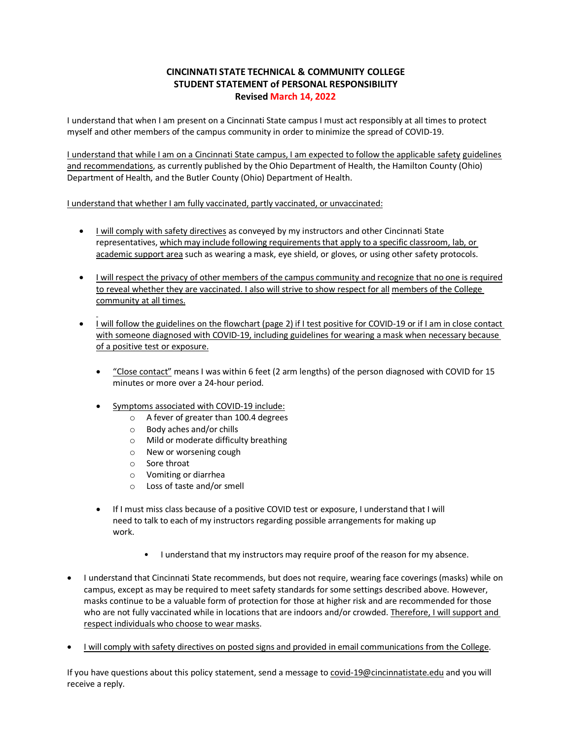# CINCINNATI STATE TECHNICAL & COMMUNITY COLLEGE
## STUDENT STATEMENT of PERSONAL RESPONSIBILITY
### Revised March 14, 2022

I understand that when I am present on a Cincinnati State campus I must act responsibly at all times to protect myself and other members of the campus community in order to minimize the spread of COVID-19.

I understand that while I am on a Cincinnati State campus, I am expected to follow the applicable safety guidelines and recommendations, as currently published by the Ohio Department of Health, the Hamilton County (Ohio) Department of Health, and the Butler County (Ohio) Department of Health.

I understand that whether I am fully vaccinated, partly vaccinated, or unvaccinated:

- I will comply with safety directives as conveyed by my instructors and other Cincinnati State representatives, which may include following requirements that apply to a specific classroom, lab, or academic support area such as wearing a mask, eye shield, or gloves, or using other safety protocols.

- I will respect the privacy of other members of the campus community and recognize that no one is required to reveal whether they are vaccinated. I also will strive to show respect for all members of the College community at all times.

- I will follow the guidelines on the flowchart (page 2) if I test positive for COVID-19 or if I am in close contact with someone diagnosed with COVID-19, including guidelines for wearing a mask when necessary because of a positive test or exposure.

  - "Close contact" means I was within 6 feet (2 arm lengths) of the person diagnosed with COVID for 15 minutes or more over a 24-hour period.

  - Symptoms associated with COVID-19 include:
    - A fever of greater than 100.4 degrees
    - Body aches and/or chills
    - Mild or moderate difficulty breathing
    - New or worsening cough
    - Sore throat
    - Vomiting or diarrhea
    - Loss of taste and/or smell

  - If I must miss class because of a positive COVID test or exposure, I understand that I will need to talk to each of my instructors regarding possible arrangements for making up work.

    - I understand that my instructors may require proof of the reason for my absence.

- I understand that Cincinnati State recommends, but does not require, wearing face coverings (masks) while on campus, except as may be required to meet safety standards for some settings described above. However, masks continue to be a valuable form of protection for those at higher risk and are recommended for those who are not fully vaccinated while in locations that are indoors and/or crowded. Therefore, I will support and respect individuals who choose to wear masks.

- I will comply with safety directives on posted signs and provided in email communications from the College.

If you have questions about this policy statement, send a message to covid-19@cincinnatistate.edu and you will receive a reply.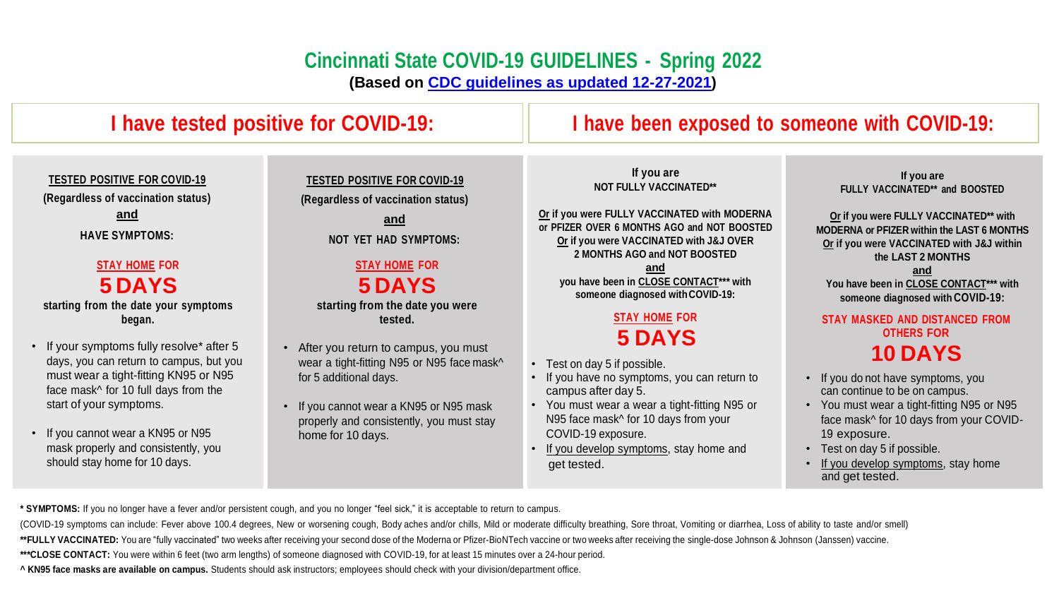# Cincinnati State COVID-19 GUIDELINES - Spring 2022

**(Based on [CDC guidelines as updated 12-27-2021](#))**

## I have tested positive for COVID-19:

### TESTED POSITIVE FOR COVID-19

**(Regardless of vaccination status)**

**and**

**HAVE SYMPTOMS:**

**STAY HOME FOR**

**5 DAYS**

**starting from the date your symptoms began.**

- If your symptoms fully resolve* after 5 days, you can return to campus, but you must wear a tight-fitting KN95 or N95 face mask^ for 10 full days from the start of your symptoms.
- If you cannot wear a KN95 or N95 mask properly and consistently, you should stay home for 10 days.

### TESTED POSITIVE FOR COVID-19

**(Regardless of vaccination status)**

**and**

**NOT YET HAD SYMPTOMS:**

**STAY HOME FOR**

**5 DAYS**

**starting from the date you were tested.**

- After you return to campus, you must wear a tight-fitting N95 or N95 face mask^ for 5 additional days.
- If you cannot wear a KN95 or N95 mask properly and consistently, you must stay home for 10 days.

## I have been exposed to someone with COVID-19:

**If you are NOT FULLY VACCINATED****

**Or if you were FULLY VACCINATED with MODERNA or PFIZER OVER 6 MONTHS AGO and NOT BOOSTED**

**Or if you were VACCINATED with J&J OVER 2 MONTHS AGO and NOT BOOSTED**

**and**

**you have been in CLOSE CONTACT*** with someone diagnosed with COVID-19:**

**STAY HOME FOR**

**5 DAYS**

- Test on day 5 if possible.
- If you have no symptoms, you can return to campus after day 5.
- You must wear a wear a tight-fitting N95 or N95 face mask^ for 10 days from your COVID-19 exposure.
- If you develop symptoms, stay home and get tested.

**If you are FULLY VACCINATED** and BOOSTED**

**Or if you were FULLY VACCINATED** with MODERNA or PFIZER within the LAST 6 MONTHS**

**Or if you were VACCINATED with J&J within the LAST 2 MONTHS**

**and**

**You have been in CLOSE CONTACT*** with someone diagnosed with COVID-19:**

**STAY MASKED AND DISTANCED FROM OTHERS FOR**

**10 DAYS**

- If you do not have symptoms, you can continue to be on campus.
- You must wear a tight-fitting N95 or N95 face mask^ for 10 days from your COVID-19 exposure.
- Test on day 5 if possible.
- If you develop symptoms, stay home and get tested.

---

**\* SYMPTOMS:** If you no longer have a fever and/or persistent cough, and you no longer "feel sick," it is acceptable to return to campus.

(COVID-19 symptoms can include: Fever above 100.4 degrees, New or worsening cough, Body aches and/or chills, Mild or moderate difficulty breathing, Sore throat, Vomiting or diarrhea, Loss of ability to taste and/or smell)

****FULLY VACCINATED:** You are "fully vaccinated" two weeks after receiving your second dose of the Moderna or Pfizer-BioNTech vaccine or two weeks after receiving the single-dose Johnson & Johnson (Janssen) vaccine.

*****CLOSE CONTACT:** You were within 6 feet (two arm lengths) of someone diagnosed with COVID-19, for at least 15 minutes over a 24-hour period.

**^ KN95 face masks are available on campus.** Students should ask instructors; employees should check with your division/department office.